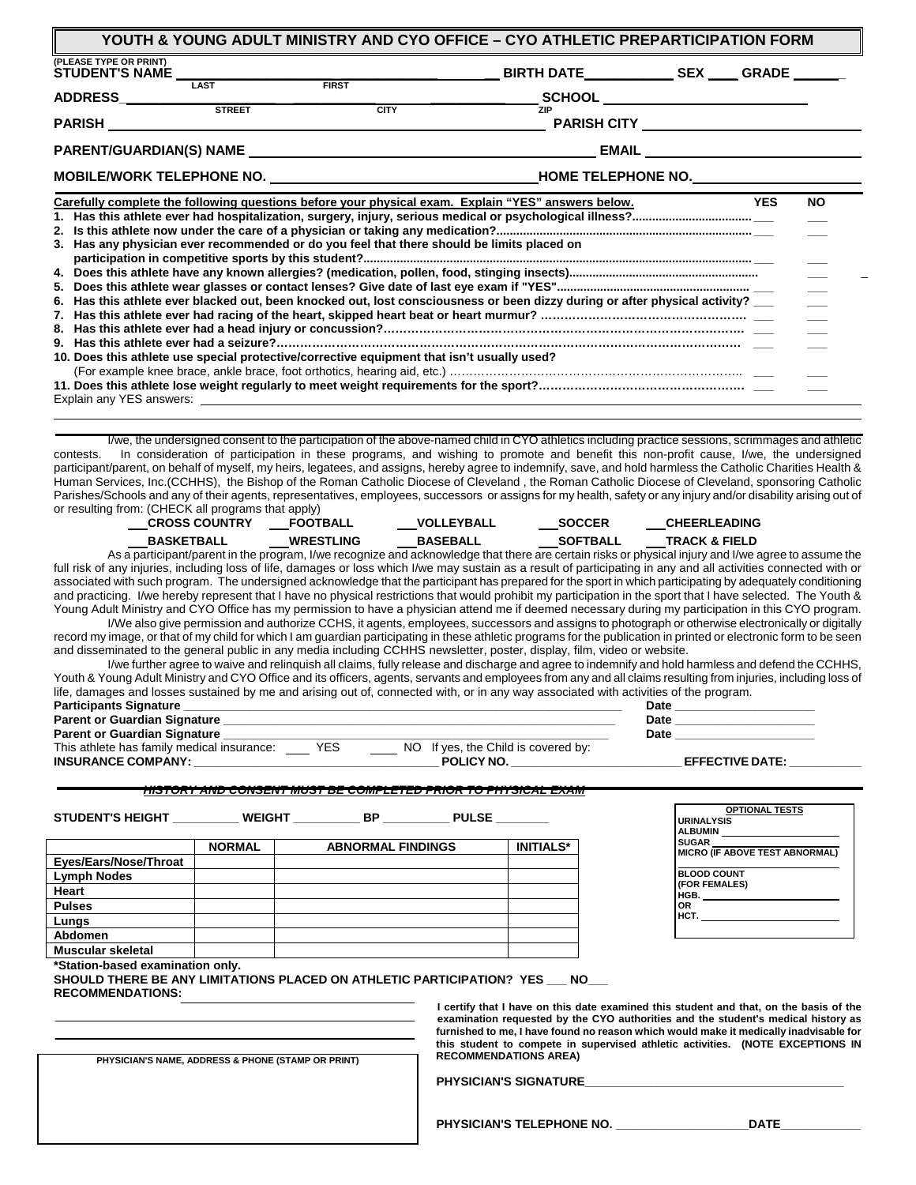# YOUTH & YOUNG ADULT MINISTRY AND CYO OFFICE – CYO ATHLETIC PREPARTICIPATION FORM

(PLEASE TYPE OR PRINT)

**STUDENT'S NAME** ______________________ (LAST) (FIRST) **BIRTH DATE** __________ **SEX** ____ **GRADE** ______

**ADDRESS** ______________ (STREET) (CITY) (ZIP) **SCHOOL** ______________________

**PARISH** ______________________________ **PARISH CITY** ______________________

**PARENT/GUARDIAN(S) NAME** ______________________________ **EMAIL** ______________________

**MOBILE/WORK TELEPHONE NO.** ______________________________ **HOME TELEPHONE NO.** ______________________

**Carefully complete the following questions before your physical exam. Explain "YES" answers below.**

| | YES | NO |
|---|---|---|
| **1. Has this athlete ever had hospitalization, surgery, injury, serious medical or psychological illness?** | ___ | ___ |
| **2. Is this athlete now under the care of a physician or taking any medication?** | ___ | ___ |
| **3. Has any physician ever recommended or do you feel that there should be limits placed on participation in competitive sports by this student?** | ___ | ___ |
| **4. Does this athlete have any known allergies? (medication, pollen, food, stinging insects)** | | ___ |
| **5. Does this athlete wear glasses or contact lenses? Give date of last eye exam if "YES"** | ___ | ___ |
| **6. Has this athlete ever blacked out, been knocked out, lost consciousness or been dizzy during or after physical activity?** | ___ | ___ |
| **7. Has this athlete ever had racing of the heart, skipped heart beat or heart murmur?** | ___ | ___ |
| **8. Has this athlete ever had a head injury or concussion?** | ___ | ___ |
| **9. Has this athlete ever had a seizure?** | ___ | ___ |
| **10. Does this athlete use special protective/corrective equipment that isn't usually used?** (For example knee brace, ankle brace, foot orthotics, hearing aid, etc.) | ___ | ___ |
| **11. Does this athlete lose weight regularly to meet weight requirements for the sport?** | ___ | ___ |

Explain any YES answers: ______________________________

I/we, the undersigned consent to the participation of the above-named child in CYO athletics including practice sessions, scrimmages and athletic contests. In consideration of participation in these programs, and wishing to promote and benefit this non-profit cause, I/we, the undersigned participant/parent, on behalf of myself, my heirs, legatees, and assigns, hereby agree to indemnify, save, and hold harmless the Catholic Charities Health & Human Services, Inc.(CCHHS), the Bishop of the Roman Catholic Diocese of Cleveland , the Roman Catholic Diocese of Cleveland, sponsoring Catholic Parishes/Schools and any of their agents, representatives, employees, successors or assigns for my health, safety or any injury and/or disability arising out of or resulting from: (CHECK all programs that apply)

___**CROSS COUNTRY** ___**FOOTBALL** ___**VOLLEYBALL** ___**SOCCER** ___**CHEERLEADING**
___**BASKETBALL** ___**WRESTLING** ___**BASEBALL** ___**SOFTBALL** ___**TRACK & FIELD**

As a participant/parent in the program, I/we recognize and acknowledge that there are certain risks or physical injury and I/we agree to assume the full risk of any injuries, including loss of life, damages or loss which I/we may sustain as a result of participating in any and all activities connected with or associated with such program. The undersigned acknowledge that the participant has prepared for the sport in which participating by adequately conditioning and practicing. I/we hereby represent that I have no physical restrictions that would prohibit my participation in the sport that I have selected. The Youth & Young Adult Ministry and CYO Office has my permission to have a physician attend me if deemed necessary during my participation in this CYO program.

I/We also give permission and authorize CCHS, it agents, employees, successors and assigns to photograph or otherwise electronically or digitally record my image, or that of my child for which I am guardian participating in these athletic programs for the publication in printed or electronic form to be seen and disseminated to the general public in any media including CCHHS newsletter, poster, display, film, video or website.

I/we further agree to waive and relinquish all claims, fully release and discharge and agree to indemnify and hold harmless and defend the CCHHS, Youth & Young Adult Ministry and CYO Office and its officers, agents, servants and employees from any and all claims resulting from injuries, including loss of life, damages and losses sustained by me and arising out of, connected with, or in any way associated with activities of the program.

**Participants Signature** ______________________________ **Date** ______________
**Parent or Guardian Signature** ______________________________ **Date** ______________
**Parent or Guardian Signature** ______________________________ **Date** ______________

This athlete has family medical insurance: ____ YES ____ NO If yes, the Child is covered by:
**INSURANCE COMPANY:** ______________ **POLICY NO.** ______________ **EFFECTIVE DATE:** ______________

~~*HISTORY AND CONSENT MUST BE COMPLETED PRIOR TO PHYSICAL EXAM*~~

**STUDENT'S HEIGHT** ________ **WEIGHT** ________ **BP** ________ **PULSE** ________

| | NORMAL | ABNORMAL FINDINGS | INITIALS* |
|---|---|---|---|
| **Eyes/Ears/Nose/Throat** | | | |
| **Lymph Nodes** | | | |
| **Heart** | | | |
| **Pulses** | | | |
| **Lungs** | | | |
| **Abdomen** | | | |
| **Muscular skeletal** | | | |

**\*Station-based examination only.**

**OPTIONAL TESTS**
**URINALYSIS**
**ALBUMIN** ____________
**SUGAR** ____________
**MICRO (IF ABOVE TEST ABNORMAL)** ____________
**BLOOD COUNT (FOR FEMALES)**
**HGB.** ____________
**OR**
**HCT.** ____________

**SHOULD THERE BE ANY LIMITATIONS PLACED ON ATHLETIC PARTICIPATION? YES ___ NO___**

**RECOMMENDATIONS:** ______________________________

**I certify that I have on this date examined this student and that, on the basis of the examination requested by the CYO authorities and the student's medical history as furnished to me, I have found no reason which would make it medically inadvisable for this student to compete in supervised athletic activities. (NOTE EXCEPTIONS IN RECOMMENDATIONS AREA)**

**PHYSICIAN'S NAME, ADDRESS & PHONE (STAMP OR PRINT)**

**PHYSICIAN'S SIGNATURE** ______________________________

**PHYSICIAN'S TELEPHONE NO.** ______________ **DATE** ______________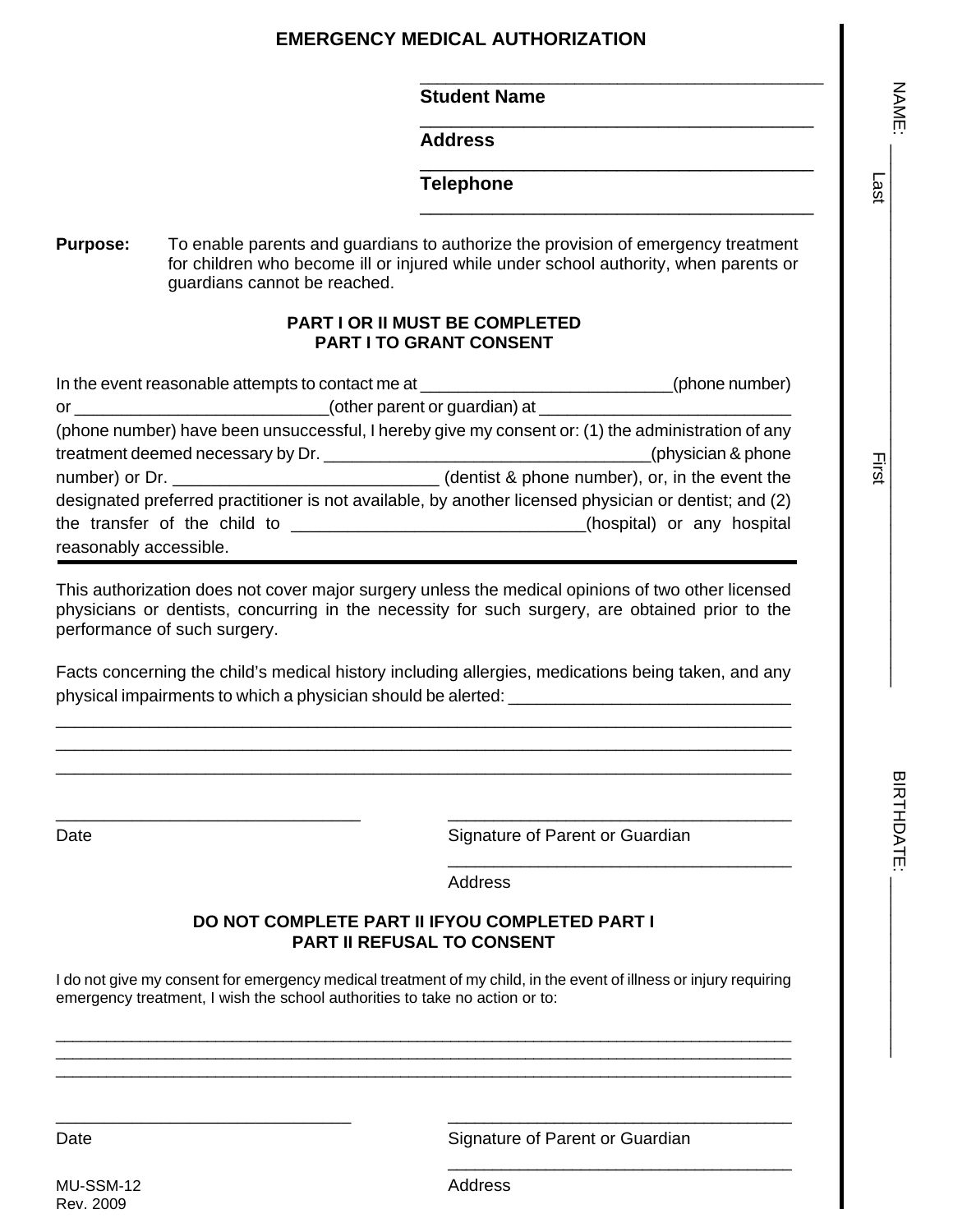# EMERGENCY MEDICAL AUTHORIZATION

\_\_\_\_\_\_\_\_\_\_\_\_\_\_\_\_\_\_\_\_\_\_\_\_\_\_\_\_\_\_\_\_\_\_\_\_\_\_\_\_
**Student Name**

\_\_\_\_\_\_\_\_\_\_\_\_\_\_\_\_\_\_\_\_\_\_\_\_\_\_\_\_\_\_\_\_\_\_\_\_\_\_\_\_
**Address**

\_\_\_\_\_\_\_\_\_\_\_\_\_\_\_\_\_\_\_\_\_\_\_\_\_\_\_\_\_\_\_\_\_\_\_\_\_\_\_\_
**Telephone**

\_\_\_\_\_\_\_\_\_\_\_\_\_\_\_\_\_\_\_\_\_\_\_\_\_\_\_\_\_\_\_\_\_\_\_\_\_\_\_\_

NAME: \_\_\_\_\_\_\_\_\_\_\_\_\_\_\_\_\_\_\_\_\_\_\_\_\_\_\_\_
Last First

BIRTHDATE: \_\_\_\_\_\_\_\_\_\_\_\_\_\_\_\_

**Purpose:** To enable parents and guardians to authorize the provision of emergency treatment for children who become ill or injured while under school authority, when parents or guardians cannot be reached.

## PART I OR II MUST BE COMPLETED
## PART I TO GRANT CONSENT

In the event reasonable attempts to contact me at \_\_\_\_\_\_\_\_\_\_\_\_\_\_\_\_\_\_\_\_\_\_\_\_\_\_\_(phone number) or \_\_\_\_\_\_\_\_\_\_\_\_\_\_\_\_\_\_\_\_\_\_\_\_\_\_\_(other parent or guardian) at \_\_\_\_\_\_\_\_\_\_\_\_\_\_\_\_\_\_\_\_\_\_\_\_\_\_\_ (phone number) have been unsuccessful, I hereby give my consent or: (1) the administration of any treatment deemed necessary by Dr. \_\_\_\_\_\_\_\_\_\_\_\_\_\_\_\_\_\_\_\_\_\_\_\_\_\_\_\_\_\_\_\_\_\_\_(physician & phone number) or Dr. \_\_\_\_\_\_\_\_\_\_\_\_\_\_\_\_\_\_\_\_\_\_\_\_\_\_\_\_\_ (dentist & phone number), or, in the event the designated preferred practitioner is not available, by another licensed physician or dentist; and (2) the transfer of the child to \_\_\_\_\_\_\_\_\_\_\_\_\_\_\_\_\_\_\_\_\_\_\_\_\_\_\_\_\_\_\_\_(hospital) or any hospital reasonably accessible.

---

This authorization does not cover major surgery unless the medical opinions of two other licensed physicians or dentists, concurring in the necessity for such surgery, are obtained prior to the performance of such surgery.

Facts concerning the child's medical history including allergies, medications being taken, and any physical impairments to which a physician should be alerted: \_\_\_\_\_\_\_\_\_\_\_\_\_\_\_\_\_\_\_\_\_\_\_\_\_\_\_\_\_\_
\_\_\_\_\_\_\_\_\_\_\_\_\_\_\_\_\_\_\_\_\_\_\_\_\_\_\_\_\_\_\_\_\_\_\_\_\_\_\_\_\_\_\_\_\_\_\_\_\_\_\_\_\_\_\_\_\_\_\_\_\_\_\_\_\_\_\_\_\_\_\_\_\_\_\_\_\_\_\_\_
\_\_\_\_\_\_\_\_\_\_\_\_\_\_\_\_\_\_\_\_\_\_\_\_\_\_\_\_\_\_\_\_\_\_\_\_\_\_\_\_\_\_\_\_\_\_\_\_\_\_\_\_\_\_\_\_\_\_\_\_\_\_\_\_\_\_\_\_\_\_\_\_\_\_\_\_\_\_\_\_
\_\_\_\_\_\_\_\_\_\_\_\_\_\_\_\_\_\_\_\_\_\_\_\_\_\_\_\_\_\_\_\_\_\_\_\_\_\_\_\_\_\_\_\_\_\_\_\_\_\_\_\_\_\_\_\_\_\_\_\_\_\_\_\_\_\_\_\_\_\_\_\_\_\_\_\_\_\_\_\_

\_\_\_\_\_\_\_\_\_\_\_\_\_\_\_\_\_\_\_\_\_\_\_\_\_\_\_\_\_\_\_\_ \_\_\_\_\_\_\_\_\_\_\_\_\_\_\_\_\_\_\_\_\_\_\_\_\_\_\_\_\_\_\_\_\_\_\_\_\_
Date Signature of Parent or Guardian

\_\_\_\_\_\_\_\_\_\_\_\_\_\_\_\_\_\_\_\_\_\_\_\_\_\_\_\_\_\_\_\_\_\_\_\_\_
Address

## DO NOT COMPLETE PART II IFYOU COMPLETED PART I
## PART II REFUSAL TO CONSENT

I do not give my consent for emergency medical treatment of my child, in the event of illness or injury requiring emergency treatment, I wish the school authorities to take no action or to:

\_\_\_\_\_\_\_\_\_\_\_\_\_\_\_\_\_\_\_\_\_\_\_\_\_\_\_\_\_\_\_\_\_\_\_\_\_\_\_\_\_\_\_\_\_\_\_\_\_\_\_\_\_\_\_\_\_\_\_\_\_\_\_\_\_\_\_\_\_\_\_\_\_\_\_\_\_\_\_\_
\_\_\_\_\_\_\_\_\_\_\_\_\_\_\_\_\_\_\_\_\_\_\_\_\_\_\_\_\_\_\_\_\_\_\_\_\_\_\_\_\_\_\_\_\_\_\_\_\_\_\_\_\_\_\_\_\_\_\_\_\_\_\_\_\_\_\_\_\_\_\_\_\_\_\_\_\_\_\_\_
\_\_\_\_\_\_\_\_\_\_\_\_\_\_\_\_\_\_\_\_\_\_\_\_\_\_\_\_\_\_\_\_\_\_\_\_\_\_\_\_\_\_\_\_\_\_\_\_\_\_\_\_\_\_\_\_\_\_\_\_\_\_\_\_\_\_\_\_\_\_\_\_\_\_\_\_\_\_\_\_

\_\_\_\_\_\_\_\_\_\_\_\_\_\_\_\_\_\_\_\_\_\_\_\_\_\_\_\_\_\_\_\_ \_\_\_\_\_\_\_\_\_\_\_\_\_\_\_\_\_\_\_\_\_\_\_\_\_\_\_\_\_\_\_\_\_\_\_\_\_
Date Signature of Parent or Guardian

\_\_\_\_\_\_\_\_\_\_\_\_\_\_\_\_\_\_\_\_\_\_\_\_\_\_\_\_\_\_\_\_\_\_\_\_\_
Address

MU-SSM-12
Rev. 2009